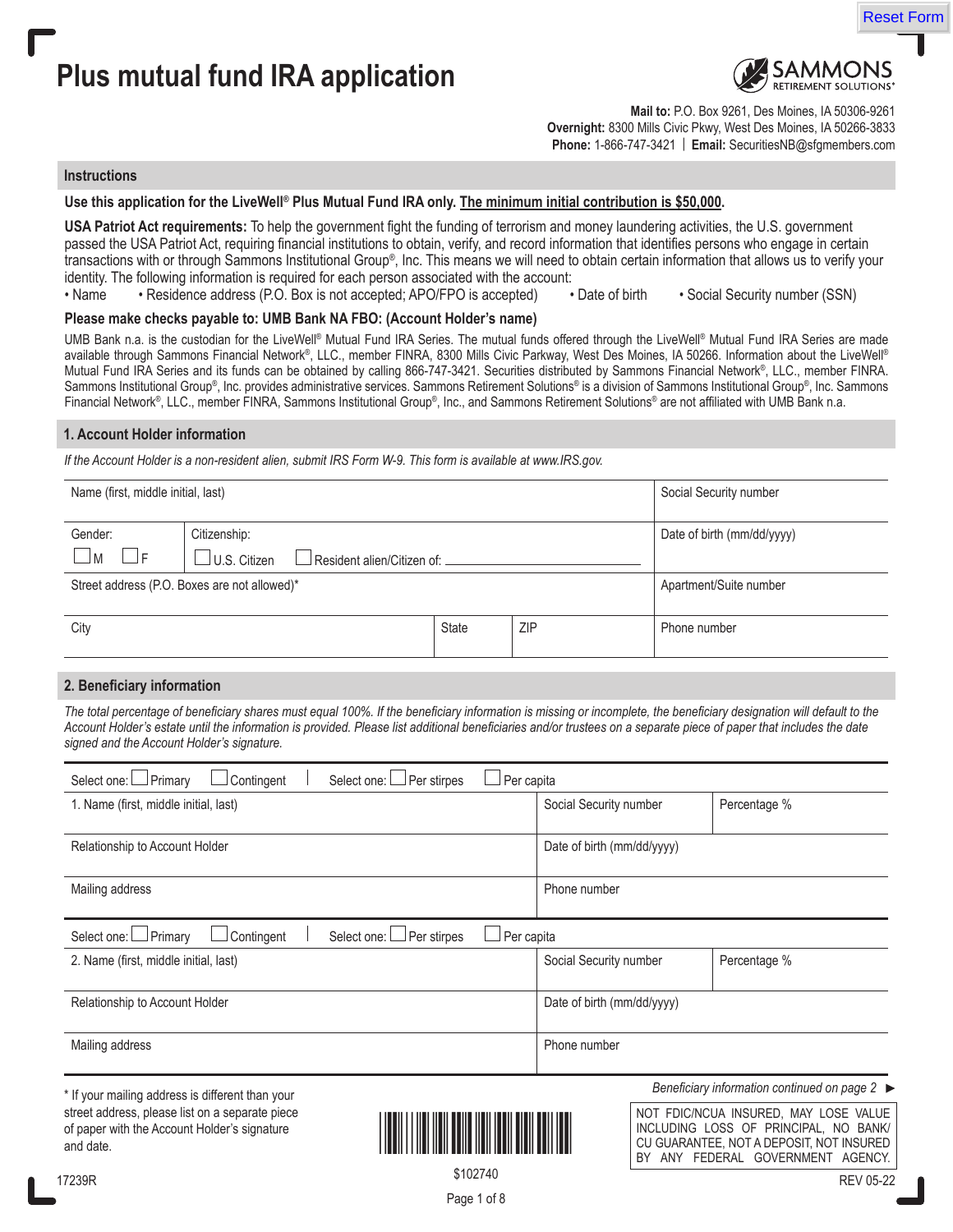# Plus mutual fund IRA application

SAMMONS RETIREMENT SOLUTIONS®

**Mail to:** P.O. Box 9261, Des Moines, IA 50306-9261
**Overnight:** 8300 Mills Civic Pkwy, West Des Moines, IA 50266-3833
**Phone:** 1-866-747-3421 | **Email:** SecuritiesNB@sfgmembers.com

## Instructions

**Use this application for the LiveWell® Plus Mutual Fund IRA only. The minimum initial contribution is $50,000.**

**USA Patriot Act requirements:** To help the government fight the funding of terrorism and money laundering activities, the U.S. government passed the USA Patriot Act, requiring financial institutions to obtain, verify, and record information that identifies persons who engage in certain transactions with or through Sammons Institutional Group®, Inc. This means we will need to obtain certain information that allows us to verify your identity. The following information is required for each person associated with the account:

- Name
- Residence address (P.O. Box is not accepted; APO/FPO is accepted)
- Date of birth
- Social Security number (SSN)

**Please make checks payable to: UMB Bank NA FBO: (Account Holder's name)**

UMB Bank n.a. is the custodian for the LiveWell® Mutual Fund IRA Series. The mutual funds offered through the LiveWell® Mutual Fund IRA Series are made available through Sammons Financial Network®, LLC., member FINRA, 8300 Mills Civic Parkway, West Des Moines, IA 50266. Information about the LiveWell® Mutual Fund IRA Series and its funds can be obtained by calling 866-747-3421. Securities distributed by Sammons Financial Network®, LLC., member FINRA. Sammons Institutional Group®, Inc. provides administrative services. Sammons Retirement Solutions® is a division of Sammons Institutional Group®, Inc. Sammons Financial Network®, LLC., member FINRA, Sammons Institutional Group®, Inc., and Sammons Retirement Solutions® are not affiliated with UMB Bank n.a.

## 1. Account Holder information

*If the Account Holder is a non-resident alien, submit IRS Form W-9. This form is available at www.IRS.gov.*

| Name (first, middle initial, last) | | | Social Security number |
|---|---|---|---|
| Gender: ☐ M ☐ F | Citizenship: ☐ U.S. Citizen ☐ Resident alien/Citizen of: ______ | | Date of birth (mm/dd/yyyy) |
| Street address (P.O. Boxes are not allowed)* | | | Apartment/Suite number |
| City | State | ZIP | Phone number |

## 2. Beneficiary information

*The total percentage of beneficiary shares must equal 100%. If the beneficiary information is missing or incomplete, the beneficiary designation will default to the Account Holder's estate until the information is provided. Please list additional beneficiaries and/or trustees on a separate piece of paper that includes the date signed and the Account Holder's signature.*

Select one: ☐ Primary ☐ Contingent | Select one: ☐ Per stirpes ☐ Per capita

| 1. Name (first, middle initial, last) | Social Security number | Percentage % |
|---|---|---|
| Relationship to Account Holder | Date of birth (mm/dd/yyyy) | |
| Mailing address | Phone number | |

Select one: ☐ Primary ☐ Contingent | Select one: ☐ Per stirpes ☐ Per capita

| 2. Name (first, middle initial, last) | Social Security number | Percentage % |
|---|---|---|
| Relationship to Account Holder | Date of birth (mm/dd/yyyy) | |
| Mailing address | Phone number | |

*Beneficiary information continued on page 2* ►

\* If your mailing address is different than your street address, please list on a separate piece of paper with the Account Holder's signature and date.

$102740

NOT FDIC/NCUA INSURED, MAY LOSE VALUE INCLUDING LOSS OF PRINCIPAL, NO BANK/CU GUARANTEE, NOT A DEPOSIT, NOT INSURED BY ANY FEDERAL GOVERNMENT AGENCY.

17239R REV 05-22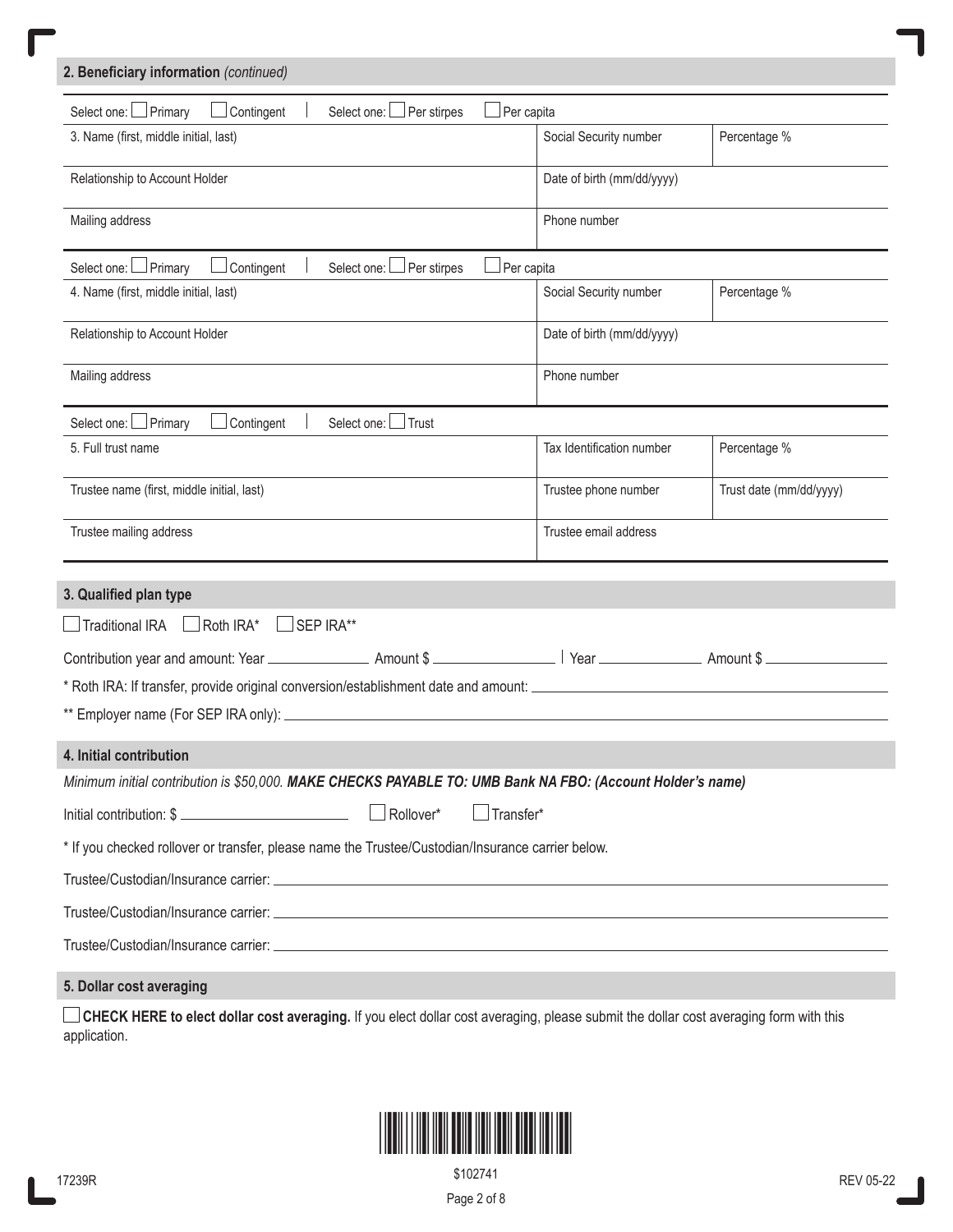## 2. Beneficiary information *(continued)*

Select one: ☐ Primary ☐ Contingent | Select one: ☐ Per stirpes ☐ Per capita

| 3. Name (first, middle initial, last) | Social Security number | Percentage % |
|---|---|---|
| Relationship to Account Holder | Date of birth (mm/dd/yyyy) | |
| Mailing address | Phone number | |

Select one: ☐ Primary ☐ Contingent | Select one: ☐ Per stirpes ☐ Per capita

| 4. Name (first, middle initial, last) | Social Security number | Percentage % |
|---|---|---|
| Relationship to Account Holder | Date of birth (mm/dd/yyyy) | |
| Mailing address | Phone number | |

Select one: ☐ Primary ☐ Contingent | Select one: ☐ Trust

| 5. Full trust name | Tax Identification number | Percentage % |
|---|---|---|
| Trustee name (first, middle initial, last) | Trustee phone number | Trust date (mm/dd/yyyy) |
| Trustee mailing address | Trustee email address | |

## 3. Qualified plan type

☐ Traditional IRA ☐ Roth IRA* ☐ SEP IRA**

Contribution year and amount: Year ______________ Amount $ ________________ | Year ______________ Amount $ ________________

* Roth IRA: If transfer, provide original conversion/establishment date and amount: ______________________________

** Employer name (For SEP IRA only): ______________________________

## 4. Initial contribution

*Minimum initial contribution is $50,000.* ***MAKE CHECKS PAYABLE TO: UMB Bank NA FBO: (Account Holder's name)***

Initial contribution: $ ______________________ ☐ Rollover* ☐ Transfer*

* If you checked rollover or transfer, please name the Trustee/Custodian/Insurance carrier below.

Trustee/Custodian/Insurance carrier: ______________________________

Trustee/Custodian/Insurance carrier: ______________________________

Trustee/Custodian/Insurance carrier: ______________________________

## 5. Dollar cost averaging

☐ **CHECK HERE to elect dollar cost averaging.** If you elect dollar cost averaging, please submit the dollar cost averaging form with this application.

$102741

17239R REV 05-22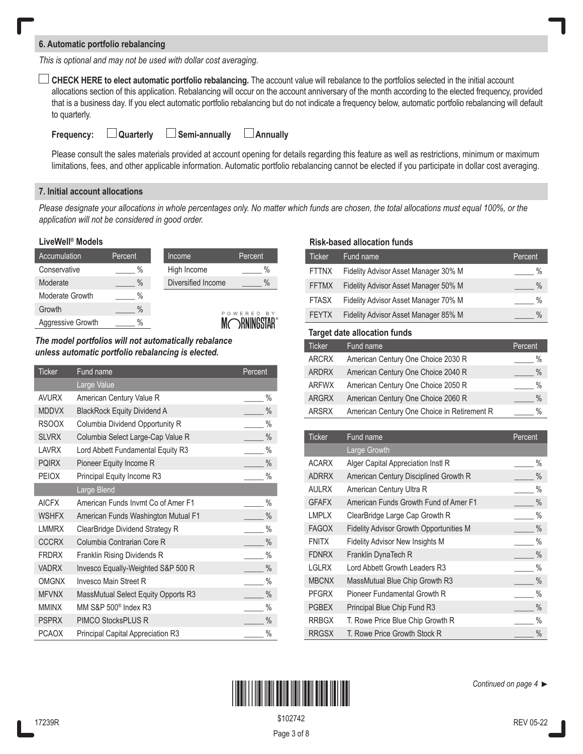## 6. Automatic portfolio rebalancing

*This is optional and may not be used with dollar cost averaging.*

☐ **CHECK HERE to elect automatic portfolio rebalancing.** The account value will rebalance to the portfolios selected in the initial account allocations section of this application. Rebalancing will occur on the account anniversary of the month according to the elected frequency, provided that is a business day. If you elect automatic portfolio rebalancing but do not indicate a frequency below, automatic portfolio rebalancing will default to quarterly.

**Frequency:** ☐ **Quarterly** ☐ **Semi-annually** ☐ **Annually**

Please consult the sales materials provided at account opening for details regarding this feature as well as restrictions, minimum or maximum limitations, fees, and other applicable information. Automatic portfolio rebalancing cannot be elected if you participate in dollar cost averaging.

## 7. Initial account allocations

*Please designate your allocations in whole percentages only. No matter which funds are chosen, the total allocations must equal 100%, or the application will not be considered in good order.*

### LiveWell® Models

| Accumulation | Percent |
|---|---|
| Conservative | ____ % |
| Moderate | ____ % |
| Moderate Growth | ____ % |
| Growth | ____ % |
| Aggressive Growth | ____ % |

| Income | Percent |
|---|---|
| High Income | ____ % |
| Diversified Income | ____ % |

POWERED BY MORNINGSTAR®

***The model portfolios will not automatically rebalance unless automatic portfolio rebalancing is elected.***

| Ticker | Fund name | Percent |
|---|---|---|
| | **Large Value** | |
| AVURX | American Century Value R | ____ % |
| MDDVX | BlackRock Equity Dividend A | ____ % |
| RSOOX | Columbia Dividend Opportunity R | ____ % |
| SLVRX | Columbia Select Large-Cap Value R | ____ % |
| LAVRX | Lord Abbett Fundamental Equity R3 | ____ % |
| PQIRX | Pioneer Equity Income R | ____ % |
| PEIOX | Principal Equity Income R3 | ____ % |
| | **Large Blend** | |
| AICFX | American Funds Invmt Co of Amer F1 | ____ % |
| WSHFX | American Funds Washington Mutual F1 | ____ % |
| LMMRX | ClearBridge Dividend Strategy R | ____ % |
| CCCRX | Columbia Contrarian Core R | ____ % |
| FRDRX | Franklin Rising Dividends R | ____ % |
| VADRX | Invesco Equally-Weighted S&P 500 R | ____ % |
| OMGNX | Invesco Main Street R | ____ % |
| MFVNX | MassMutual Select Equity Opports R3 | ____ % |
| MMINX | MM S&P 500® Index R3 | ____ % |
| PSPRX | PIMCO StocksPLUS R | ____ % |
| PCAOX | Principal Capital Appreciation R3 | ____ % |

### Risk-based allocation funds

| Ticker | Fund name | Percent |
|---|---|---|
| FTTNX | Fidelity Advisor Asset Manager 30% M | ____ % |
| FFTMX | Fidelity Advisor Asset Manager 50% M | ____ % |
| FTASX | Fidelity Advisor Asset Manager 70% M | ____ % |
| FEYTX | Fidelity Advisor Asset Manager 85% M | ____ % |

### Target date allocation funds

| Ticker | Fund name | Percent |
|---|---|---|
| ARCRX | American Century One Choice 2030 R | ____ % |
| ARDRX | American Century One Choice 2040 R | ____ % |
| ARFWX | American Century One Choice 2050 R | ____ % |
| ARGRX | American Century One Choice 2060 R | ____ % |
| ARSRX | American Century One Choice in Retirement R | ____ % |

| Ticker | Fund name | Percent |
|---|---|---|
| | **Large Growth** | |
| ACARX | Alger Capital Appreciation Instl R | ____ % |
| ADRRX | American Century Disciplined Growth R | ____ % |
| AULRX | American Century Ultra R | ____ % |
| GFAFX | American Funds Growth Fund of Amer F1 | ____ % |
| LMPLX | ClearBridge Large Cap Growth R | ____ % |
| FAGOX | Fidelity Advisor Growth Opportunities M | ____ % |
| FNITX | Fidelity Advisor New Insights M | ____ % |
| FDNRX | Franklin DynaTech R | ____ % |
| LGLRX | Lord Abbett Growth Leaders R3 | ____ % |
| MBCNX | MassMutual Blue Chip Growth R3 | ____ % |
| PFGRX | Pioneer Fundamental Growth R | ____ % |
| PGBEX | Principal Blue Chip Fund R3 | ____ % |
| RRBGX | T. Rowe Price Blue Chip Growth R | ____ % |
| RRGSX | T. Rowe Price Growth Stock R | ____ % |

*Continued on page 4* ►

17239R $102742 REV 05-22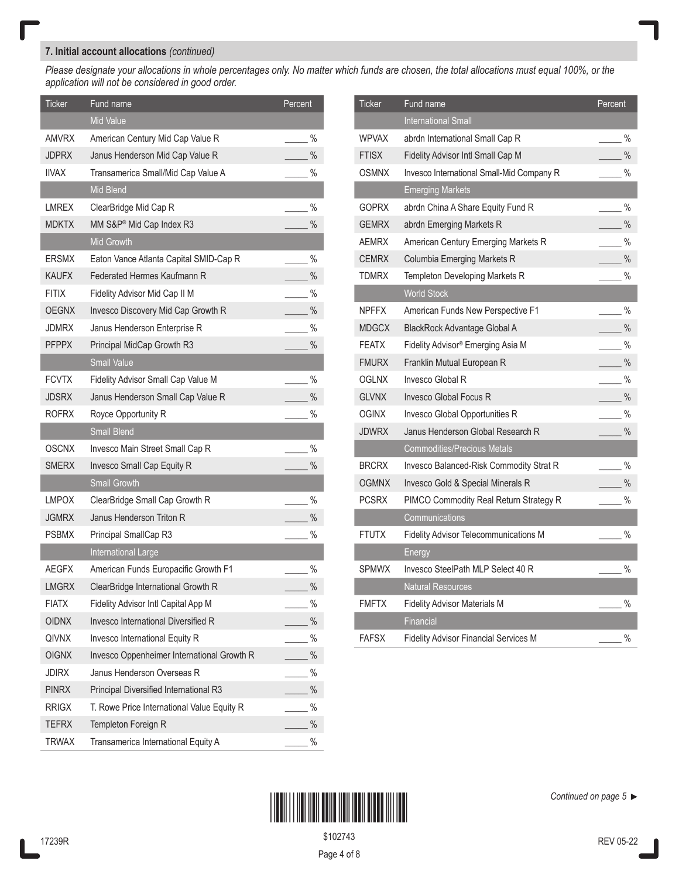## 7. Initial account allocations *(continued)*

*Please designate your allocations in whole percentages only. No matter which funds are chosen, the total allocations must equal 100%, or the application will not be considered in good order.*

| Ticker | Fund name | Percent |
|---|---|---|
| | **Mid Value** | |
| AMVRX | American Century Mid Cap Value R | _____ % |
| JDPRX | Janus Henderson Mid Cap Value R | _____ % |
| IIVAX | Transamerica Small/Mid Cap Value A | _____ % |
| | **Mid Blend** | |
| LMREX | ClearBridge Mid Cap R | _____ % |
| MDKTX | MM S&P® Mid Cap Index R3 | _____ % |
| | **Mid Growth** | |
| ERSMX | Eaton Vance Atlanta Capital SMID-Cap R | _____ % |
| KAUFX | Federated Hermes Kaufmann R | _____ % |
| FITIX | Fidelity Advisor Mid Cap II M | _____ % |
| OEGNX | Invesco Discovery Mid Cap Growth R | _____ % |
| JDMRX | Janus Henderson Enterprise R | _____ % |
| PFPPX | Principal MidCap Growth R3 | _____ % |
| | **Small Value** | |
| FCVTX | Fidelity Advisor Small Cap Value M | _____ % |
| JDSRX | Janus Henderson Small Cap Value R | _____ % |
| ROFRX | Royce Opportunity R | _____ % |
| | **Small Blend** | |
| OSCNX | Invesco Main Street Small Cap R | _____ % |
| SMERX | Invesco Small Cap Equity R | _____ % |
| | **Small Growth** | |
| LMPOX | ClearBridge Small Cap Growth R | _____ % |
| JGMRX | Janus Henderson Triton R | _____ % |
| PSBMX | Principal SmallCap R3 | _____ % |
| | **International Large** | |
| AEGFX | American Funds Europacific Growth F1 | _____ % |
| LMGRX | ClearBridge International Growth R | _____ % |
| FIATX | Fidelity Advisor Intl Capital App M | _____ % |
| OIDNX | Invesco International Diversified R | _____ % |
| QIVNX | Invesco International Equity R | _____ % |
| OIGNX | Invesco Oppenheimer International Growth R | _____ % |
| JDIRX | Janus Henderson Overseas R | _____ % |
| PINRX | Principal Diversified International R3 | _____ % |
| RRIGX | T. Rowe Price International Value Equity R | _____ % |
| TEFRX | Templeton Foreign R | _____ % |
| TRWAX | Transamerica International Equity A | _____ % |

| Ticker | Fund name | Percent |
|---|---|---|
| | **International Small** | |
| WPVAX | abrdn International Small Cap R | _____ % |
| FTISX | Fidelity Advisor Intl Small Cap M | _____ % |
| OSMNX | Invesco International Small-Mid Company R | _____ % |
| | **Emerging Markets** | |
| GOPRX | abrdn China A Share Equity Fund R | _____ % |
| GEMRX | abrdn Emerging Markets R | _____ % |
| AEMRX | American Century Emerging Markets R | _____ % |
| CEMRX | Columbia Emerging Markets R | _____ % |
| TDMRX | Templeton Developing Markets R | _____ % |
| | **World Stock** | |
| NPFFX | American Funds New Perspective F1 | _____ % |
| MDGCX | BlackRock Advantage Global A | _____ % |
| FEATX | Fidelity Advisor® Emerging Asia M | _____ % |
| FMURX | Franklin Mutual European R | _____ % |
| OGLNX | Invesco Global R | _____ % |
| GLVNX | Invesco Global Focus R | _____ % |
| OGINX | Invesco Global Opportunities R | _____ % |
| JDWRX | Janus Henderson Global Research R | _____ % |
| | **Commodities/Precious Metals** | |
| BRCRX | Invesco Balanced-Risk Commodity Strat R | _____ % |
| OGMNX | Invesco Gold & Special Minerals R | _____ % |
| PCSRX | PIMCO Commodity Real Return Strategy R | _____ % |
| | **Communications** | |
| FTUTX | Fidelity Advisor Telecommunications M | _____ % |
| | **Energy** | |
| SPMWX | Invesco SteelPath MLP Select 40 R | _____ % |
| | **Natural Resources** | |
| FMFTX | Fidelity Advisor Materials M | _____ % |
| | **Financial** | |
| FAFSX | Fidelity Advisor Financial Services M | _____ % |

*Continued on page 5 ►*

17239R $102743 REV 05-22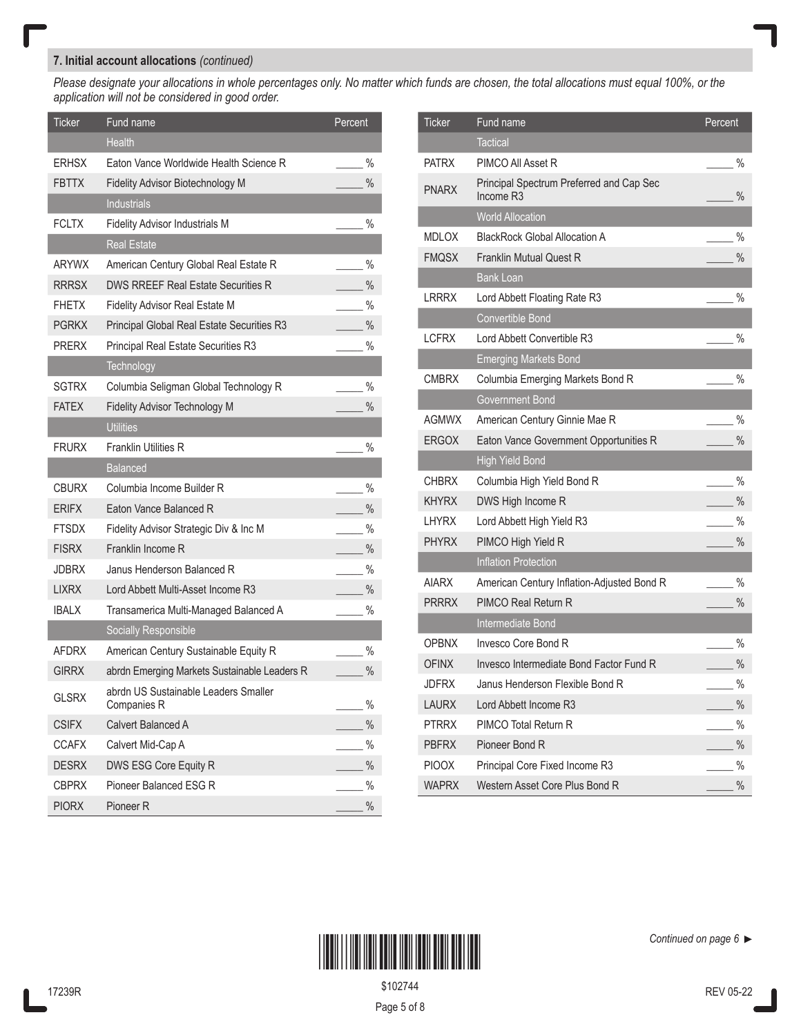## 7. Initial account allocations *(continued)*

*Please designate your allocations in whole percentages only. No matter which funds are chosen, the total allocations must equal 100%, or the application will not be considered in good order.*

| Ticker | Fund name | Percent |
|---|---|---|
| | **Health** | |
| ERHSX | Eaton Vance Worldwide Health Science R | _____ % |
| FBTTX | Fidelity Advisor Biotechnology M | _____ % |
| | **Industrials** | |
| FCLTX | Fidelity Advisor Industrials M | _____ % |
| | **Real Estate** | |
| ARYWX | American Century Global Real Estate R | _____ % |
| RRRSX | DWS RREEF Real Estate Securities R | _____ % |
| FHETX | Fidelity Advisor Real Estate M | _____ % |
| PGRKX | Principal Global Real Estate Securities R3 | _____ % |
| PRERX | Principal Real Estate Securities R3 | _____ % |
| | **Technology** | |
| SGTRX | Columbia Seligman Global Technology R | _____ % |
| FATEX | Fidelity Advisor Technology M | _____ % |
| | **Utilities** | |
| FRURX | Franklin Utilities R | _____ % |
| | **Balanced** | |
| CBURX | Columbia Income Builder R | _____ % |
| ERIFX | Eaton Vance Balanced R | _____ % |
| FTSDX | Fidelity Advisor Strategic Div & Inc M | _____ % |
| FISRX | Franklin Income R | _____ % |
| JDBRX | Janus Henderson Balanced R | _____ % |
| LIXRX | Lord Abbett Multi-Asset Income R3 | _____ % |
| IBALX | Transamerica Multi-Managed Balanced A | _____ % |
| | **Socially Responsible** | |
| AFDRX | American Century Sustainable Equity R | _____ % |
| GIRRX | abrdn Emerging Markets Sustainable Leaders R | _____ % |
| GLSRX | abrdn US Sustainable Leaders Smaller Companies R | _____ % |
| CSIFX | Calvert Balanced A | _____ % |
| CCAFX | Calvert Mid-Cap A | _____ % |
| DESRX | DWS ESG Core Equity R | _____ % |
| CBPRX | Pioneer Balanced ESG R | _____ % |
| PIORX | Pioneer R | _____ % |

| Ticker | Fund name | Percent |
|---|---|---|
| | **Tactical** | |
| PATRX | PIMCO All Asset R | _____ % |
| PNARX | Principal Spectrum Preferred and Cap Sec Income R3 | _____ % |
| | **World Allocation** | |
| MDLOX | BlackRock Global Allocation A | _____ % |
| FMQSX | Franklin Mutual Quest R | _____ % |
| | **Bank Loan** | |
| LRRRX | Lord Abbett Floating Rate R3 | _____ % |
| | **Convertible Bond** | |
| LCFRX | Lord Abbett Convertible R3 | _____ % |
| | **Emerging Markets Bond** | |
| CMBRX | Columbia Emerging Markets Bond R | _____ % |
| | **Government Bond** | |
| AGMWX | American Century Ginnie Mae R | _____ % |
| ERGOX | Eaton Vance Government Opportunities R | _____ % |
| | **High Yield Bond** | |
| CHBRX | Columbia High Yield Bond R | _____ % |
| KHYRX | DWS High Income R | _____ % |
| LHYRX | Lord Abbett High Yield R3 | _____ % |
| PHYRX | PIMCO High Yield R | _____ % |
| | **Inflation Protection** | |
| AIARX | American Century Inflation-Adjusted Bond R | _____ % |
| PRRRX | PIMCO Real Return R | _____ % |
| | **Intermediate Bond** | |
| OPBNX | Invesco Core Bond R | _____ % |
| OFINX | Invesco Intermediate Bond Factor Fund R | _____ % |
| JDFRX | Janus Henderson Flexible Bond R | _____ % |
| LAURX | Lord Abbett Income R3 | _____ % |
| PTRRX | PIMCO Total Return R | _____ % |
| PBFRX | Pioneer Bond R | _____ % |
| PIOOX | Principal Core Fixed Income R3 | _____ % |
| WAPRX | Western Asset Core Plus Bond R | _____ % |

*Continued on page 6 ►*

17239R

$102744

REV 05-22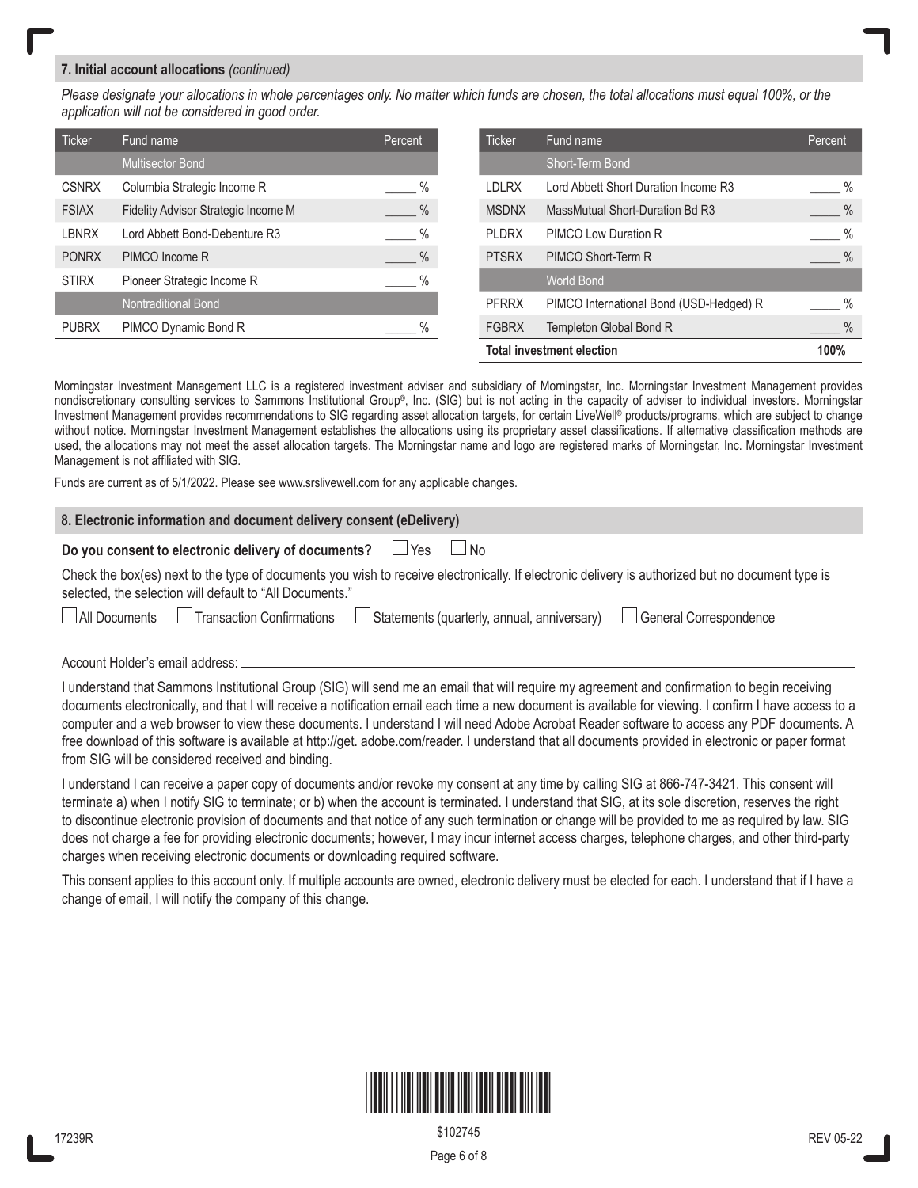## 7. Initial account allocations *(continued)*

*Please designate your allocations in whole percentages only. No matter which funds are chosen, the total allocations must equal 100%, or the application will not be considered in good order.*

| Ticker | Fund name | Percent |
|---|---|---|
| | **Multisector Bond** | |
| CSNRX | Columbia Strategic Income R | ____ % |
| FSIAX | Fidelity Advisor Strategic Income M | ____ % |
| LBNRX | Lord Abbett Bond-Debenture R3 | ____ % |
| PONRX | PIMCO Income R | ____ % |
| STIRX | Pioneer Strategic Income R | ____ % |
| | **Nontraditional Bond** | |
| PUBRX | PIMCO Dynamic Bond R | ____ % |

| Ticker | Fund name | Percent |
|---|---|---|
| | **Short-Term Bond** | |
| LDLRX | Lord Abbett Short Duration Income R3 | ____ % |
| MSDNX | MassMutual Short-Duration Bd R3 | ____ % |
| PLDRX | PIMCO Low Duration R | ____ % |
| PTSRX | PIMCO Short-Term R | ____ % |
| | **World Bond** | |
| PFRRX | PIMCO International Bond (USD-Hedged) R | ____ % |
| FGBRX | Templeton Global Bond R | ____ % |
| **Total investment election** | | **100%** |

Morningstar Investment Management LLC is a registered investment adviser and subsidiary of Morningstar, Inc. Morningstar Investment Management provides nondiscretionary consulting services to Sammons Institutional Group®, Inc. (SIG) but is not acting in the capacity of adviser to individual investors. Morningstar Investment Management provides recommendations to SIG regarding asset allocation targets, for certain LiveWell® products/programs, which are subject to change without notice. Morningstar Investment Management establishes the allocations using its proprietary asset classifications. If alternative classification methods are used, the allocations may not meet the asset allocation targets. The Morningstar name and logo are registered marks of Morningstar, Inc. Morningstar Investment Management is not affiliated with SIG.

Funds are current as of 5/1/2022. Please see www.srslivewell.com for any applicable changes.

## 8. Electronic information and document delivery consent (eDelivery)

**Do you consent to electronic delivery of documents?** ☐ Yes ☐ No

Check the box(es) next to the type of documents you wish to receive electronically. If electronic delivery is authorized but no document type is selected, the selection will default to "All Documents."

☐ All Documents ☐ Transaction Confirmations ☐ Statements (quarterly, annual, anniversary) ☐ General Correspondence

Account Holder's email address: ____________________________________________

I understand that Sammons Institutional Group (SIG) will send me an email that will require my agreement and confirmation to begin receiving documents electronically, and that I will receive a notification email each time a new document is available for viewing. I confirm I have access to a computer and a web browser to view these documents. I understand I will need Adobe Acrobat Reader software to access any PDF documents. A free download of this software is available at http://get. adobe.com/reader. I understand that all documents provided in electronic or paper format from SIG will be considered received and binding.

I understand I can receive a paper copy of documents and/or revoke my consent at any time by calling SIG at 866-747-3421. This consent will terminate a) when I notify SIG to terminate; or b) when the account is terminated. I understand that SIG, at its sole discretion, reserves the right to discontinue electronic provision of documents and that notice of any such termination or change will be provided to me as required by law. SIG does not charge a fee for providing electronic documents; however, I may incur internet access charges, telephone charges, and other third-party charges when receiving electronic documents or downloading required software.

This consent applies to this account only. If multiple accounts are owned, electronic delivery must be elected for each. I understand that if I have a change of email, I will notify the company of this change.

17239R $102745 REV 05-22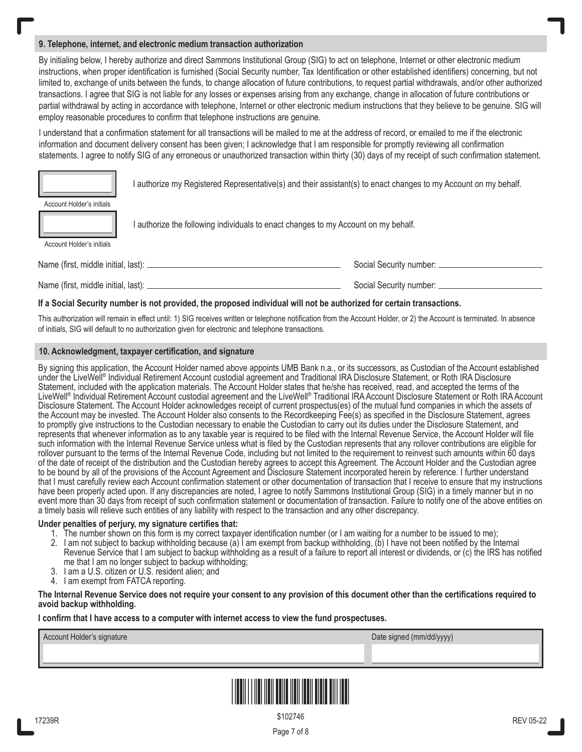## 9. Telephone, internet, and electronic medium transaction authorization

By initialing below, I hereby authorize and direct Sammons Institutional Group (SIG) to act on telephone, Internet or other electronic medium instructions, when proper identification is furnished (Social Security number, Tax Identification or other established identifiers) concerning, but not limited to, exchange of units between the funds, to change allocation of future contributions, to request partial withdrawals, and/or other authorized transactions. I agree that SIG is not liable for any losses or expenses arising from any exchange, change in allocation of future contributions or partial withdrawal by acting in accordance with telephone, Internet or other electronic medium instructions that they believe to be genuine. SIG will employ reasonable procedures to confirm that telephone instructions are genuine.

I understand that a confirmation statement for all transactions will be mailed to me at the address of record, or emailed to me if the electronic information and document delivery consent has been given; I acknowledge that I am responsible for promptly reviewing all confirmation statements. I agree to notify SIG of any erroneous or unauthorized transaction within thirty (30) days of my receipt of such confirmation statement.

Account Holder's initials: ________ I authorize my Registered Representative(s) and their assistant(s) to enact changes to my Account on my behalf.

Account Holder's initials: ________ I authorize the following individuals to enact changes to my Account on my behalf.

Name (first, middle initial, last): ______________________ Social Security number: ______________________

Name (first, middle initial, last): ______________________ Social Security number: ______________________

**If a Social Security number is not provided, the proposed individual will not be authorized for certain transactions.**

This authorization will remain in effect until: 1) SIG receives written or telephone notification from the Account Holder, or 2) the Account is terminated. In absence of initials, SIG will default to no authorization given for electronic and telephone transactions.

## 10. Acknowledgment, taxpayer certification, and signature

By signing this application, the Account Holder named above appoints UMB Bank n.a., or its successors, as Custodian of the Account established under the LiveWell® Individual Retirement Account custodial agreement and Traditional IRA Disclosure Statement, or Roth IRA Disclosure Statement, included with the application materials. The Account Holder states that he/she has received, read, and accepted the terms of the LiveWell® Individual Retirement Account custodial agreement and the LiveWell® Traditional IRA Account Disclosure Statement or Roth IRA Account Disclosure Statement. The Account Holder acknowledges receipt of current prospectus(es) of the mutual fund companies in which the assets of the Account may be invested. The Account Holder also consents to the Recordkeeping Fee(s) as specified in the Disclosure Statement, agrees to promptly give instructions to the Custodian necessary to enable the Custodian to carry out its duties under the Disclosure Statement, and represents that whenever information as to any taxable year is required to be filed with the Internal Revenue Service, the Account Holder will file such information with the Internal Revenue Service unless what is filed by the Custodian represents that any rollover contributions are eligible for rollover pursuant to the terms of the Internal Revenue Code, including but not limited to the requirement to reinvest such amounts within 60 days of the date of receipt of the distribution and the Custodian hereby agrees to accept this Agreement. The Account Holder and the Custodian agree to be bound by all of the provisions of the Account Agreement and Disclosure Statement incorporated herein by reference. I further understand that I must carefully review each Account confirmation statement or other documentation of transaction that I receive to ensure that my instructions have been properly acted upon. If any discrepancies are noted, I agree to notify Sammons Institutional Group (SIG) in a timely manner but in no event more than 30 days from receipt of such confirmation statement or documentation of transaction. Failure to notify one of the above entities on a timely basis will relieve such entities of any liability with respect to the transaction and any other discrepancy.

**Under penalties of perjury, my signature certifies that:**

1. The number shown on this form is my correct taxpayer identification number (or I am waiting for a number to be issued to me);
2. I am not subject to backup withholding because (a) I am exempt from backup withholding, (b) I have not been notified by the Internal Revenue Service that I am subject to backup withholding as a result of a failure to report all interest or dividends, or (c) the IRS has notified me that I am no longer subject to backup withholding;
3. I am a U.S. citizen or U.S. resident alien; and
4. I am exempt from FATCA reporting.

**The Internal Revenue Service does not require your consent to any provision of this document other than the certifications required to avoid backup withholding.**

**I confirm that I have access to a computer with internet access to view the fund prospectuses.**

| Account Holder's signature | Date signed (mm/dd/yyyy) |
| --- | --- |
| | |

$102746

17239R REV 05-22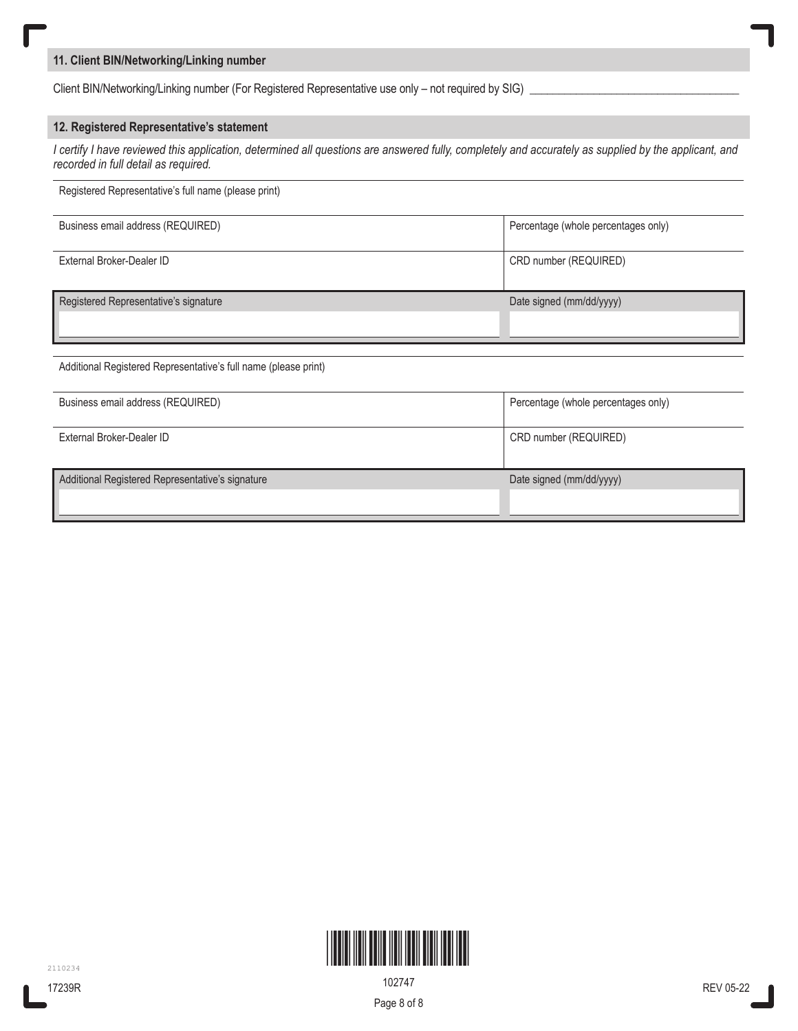## 11. Client BIN/Networking/Linking number

Client BIN/Networking/Linking number (For Registered Representative use only – not required by SIG) ____________________________________

## 12. Registered Representative's statement

*I certify I have reviewed this application, determined all questions are answered fully, completely and accurately as supplied by the applicant, and recorded in full detail as required.*

| | |
|---|---|
| Registered Representative's full name (please print) | |
| Business email address (REQUIRED) | Percentage (whole percentages only) |
| External Broker-Dealer ID | CRD number (REQUIRED) |
| Registered Representative's signature | Date signed (mm/dd/yyyy) |

| | |
|---|---|
| Additional Registered Representative's full name (please print) | |
| Business email address (REQUIRED) | Percentage (whole percentages only) |
| External Broker-Dealer ID | CRD number (REQUIRED) |
| Additional Registered Representative's signature | Date signed (mm/dd/yyyy) |

2110234

17239R

102747

REV 05-22